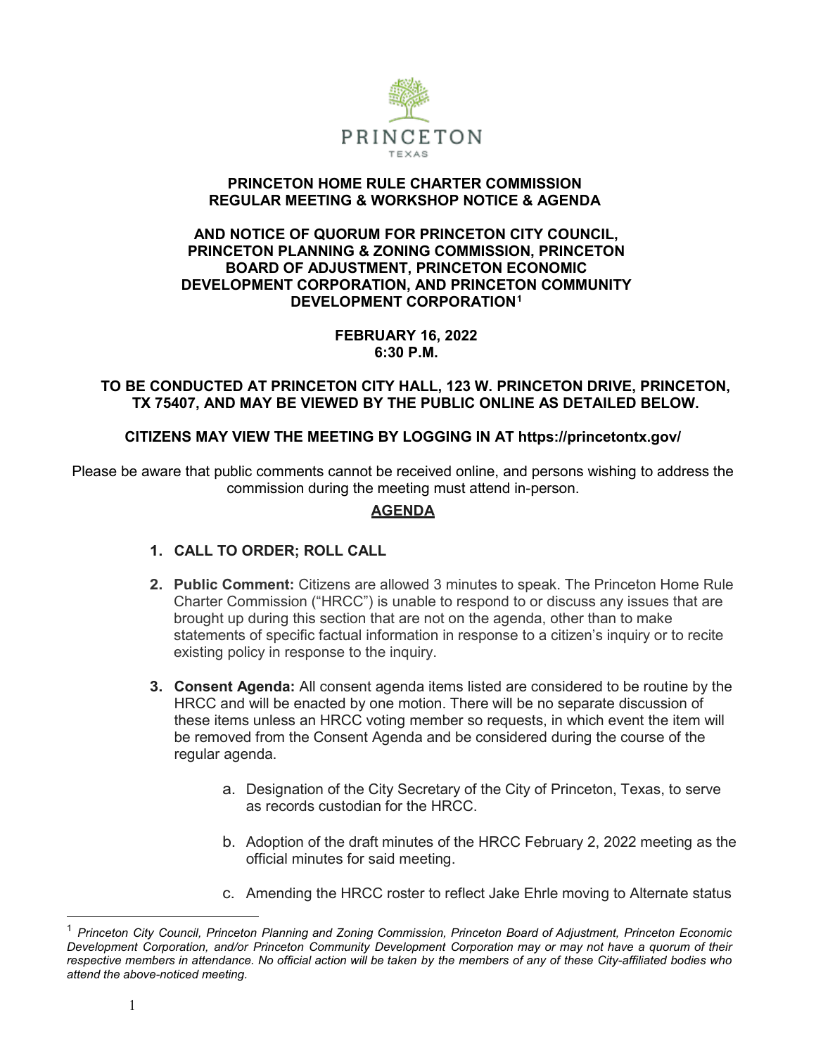PRINCETON

TEXAS

**PRINCETON HOME RULE CHARTER COMMISSION**
**REGULAR MEETING & WORKSHOP NOTICE & AGENDA**

**AND NOTICE OF QUORUM FOR PRINCETON CITY COUNCIL, PRINCETON PLANNING & ZONING COMMISSION, PRINCETON BOARD OF ADJUSTMENT, PRINCETON ECONOMIC DEVELOPMENT CORPORATION, AND PRINCETON COMMUNITY DEVELOPMENT CORPORATION[1]**

**FEBRUARY 16, 2022**
**6:30 P.M.**

**TO BE CONDUCTED AT PRINCETON CITY HALL, 123 W. PRINCETON DRIVE, PRINCETON, TX 75407, AND MAY BE VIEWED BY THE PUBLIC ONLINE AS DETAILED BELOW.**

**CITIZENS MAY VIEW THE MEETING BY LOGGING IN AT https://princetontx.gov/**

Please be aware that public comments cannot be received online, and persons wishing to address the commission during the meeting must attend in-person.

## AGENDA

1. **CALL TO ORDER; ROLL CALL**

2. **Public Comment:** Citizens are allowed 3 minutes to speak. The Princeton Home Rule Charter Commission ("HRCC") is unable to respond to or discuss any issues that are brought up during this section that are not on the agenda, other than to make statements of specific factual information in response to a citizen's inquiry or to recite existing policy in response to the inquiry.

3. **Consent Agenda:** All consent agenda items listed are considered to be routine by the HRCC and will be enacted by one motion. There will be no separate discussion of these items unless an HRCC voting member so requests, in which event the item will be removed from the Consent Agenda and be considered during the course of the regular agenda.

    a. Designation of the City Secretary of the City of Princeton, Texas, to serve as records custodian for the HRCC.

    b. Adoption of the draft minutes of the HRCC February 2, 2022 meeting as the official minutes for said meeting.

    c. Amending the HRCC roster to reflect Jake Ehrle moving to Alternate status

---

[1] *Princeton City Council, Princeton Planning and Zoning Commission, Princeton Board of Adjustment, Princeton Economic Development Corporation, and/or Princeton Community Development Corporation may or may not have a quorum of their respective members in attendance. No official action will be taken by the members of any of these City-affiliated bodies who attend the above-noticed meeting.*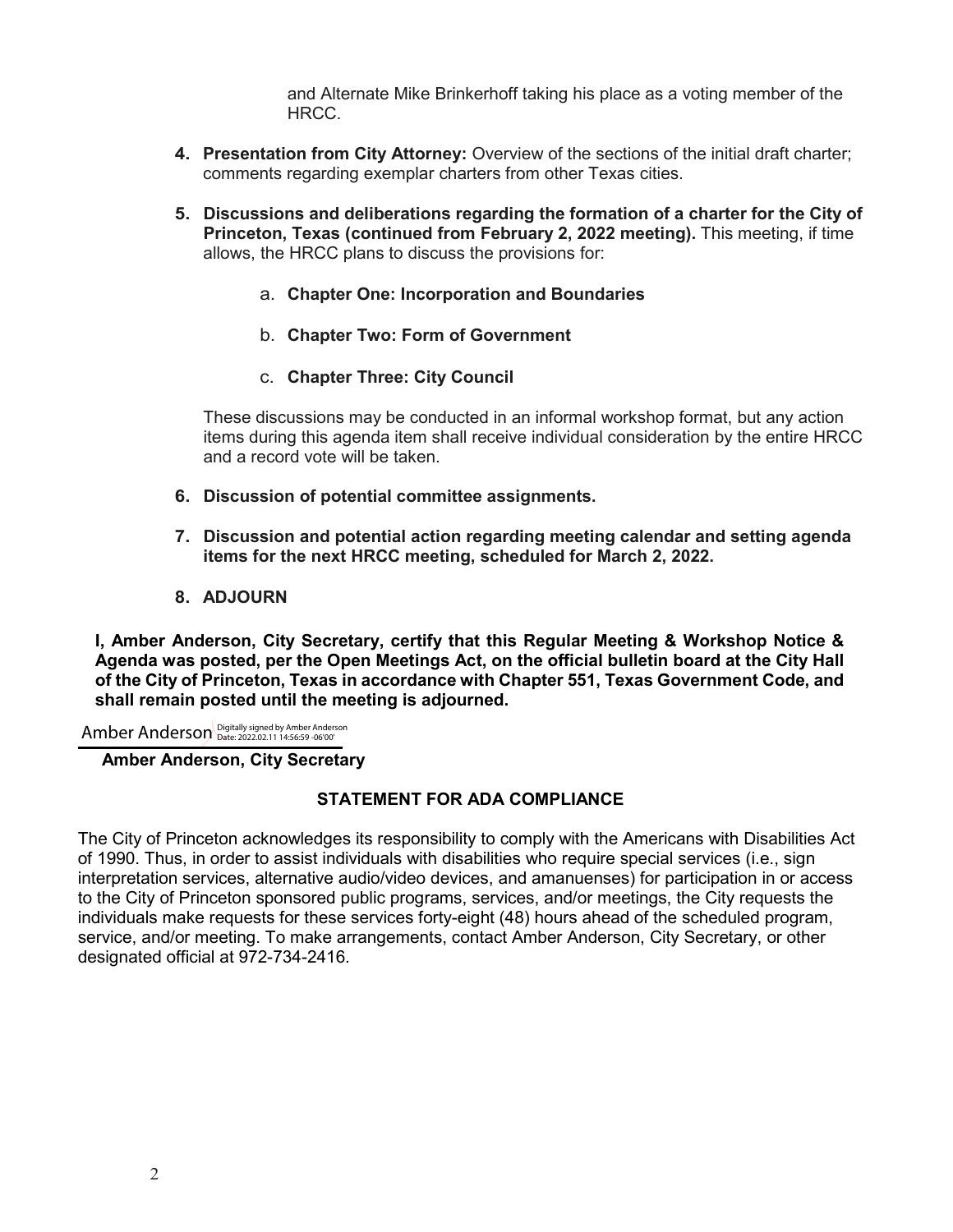and Alternate Mike Brinkerhoff taking his place as a voting member of the HRCC.

4. **Presentation from City Attorney:** Overview of the sections of the initial draft charter; comments regarding exemplar charters from other Texas cities.

5. **Discussions and deliberations regarding the formation of a charter for the City of Princeton, Texas (continued from February 2, 2022 meeting).** This meeting, if time allows, the HRCC plans to discuss the provisions for:

   a. **Chapter One: Incorporation and Boundaries**

   b. **Chapter Two: Form of Government**

   c. **Chapter Three: City Council**

   These discussions may be conducted in an informal workshop format, but any action items during this agenda item shall receive individual consideration by the entire HRCC and a record vote will be taken.

6. **Discussion of potential committee assignments.**

7. **Discussion and potential action regarding meeting calendar and setting agenda items for the next HRCC meeting, scheduled for March 2, 2022.**

8. **ADJOURN**

**I, Amber Anderson, City Secretary, certify that this Regular Meeting & Workshop Notice & Agenda was posted, per the Open Meetings Act, on the official bulletin board at the City Hall of the City of Princeton, Texas in accordance with Chapter 551, Texas Government Code, and shall remain posted until the meeting is adjourned.**

Amber Anderson Digitally signed by Amber Anderson Date: 2022.02.11 14:56:59 -06'00'

**Amber Anderson, City Secretary**

## STATEMENT FOR ADA COMPLIANCE

The City of Princeton acknowledges its responsibility to comply with the Americans with Disabilities Act of 1990. Thus, in order to assist individuals with disabilities who require special services (i.e., sign interpretation services, alternative audio/video devices, and amanuenses) for participation in or access to the City of Princeton sponsored public programs, services, and/or meetings, the City requests the individuals make requests for these services forty-eight (48) hours ahead of the scheduled program, service, and/or meeting. To make arrangements, contact Amber Anderson, City Secretary, or other designated official at 972-734-2416.